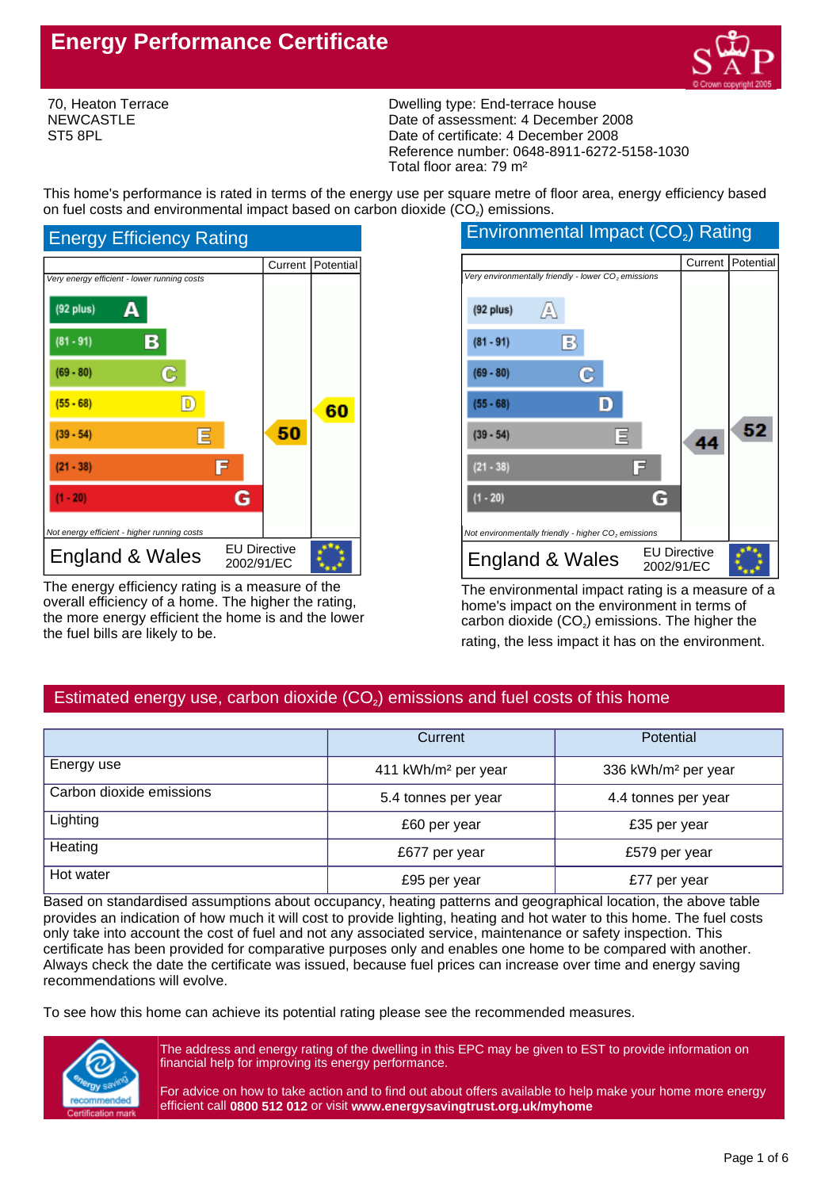# Energy Performance Certificate

70, Heaton Terrace
NEWCASTLE
ST5 8PL

Dwelling type: End-terrace house
Date of assessment: 4 December 2008
Date of certificate: 4 December 2008
Reference number: 0648-8911-6272-5158-1030
Total floor area: 79 m²

This home's performance is rated in terms of the energy use per square metre of floor area, energy efficiency based on fuel costs and environmental impact based on carbon dioxide ($CO_2$) emissions.

## Energy Efficiency Rating

| | Current | Potential |
|---|---|---|
| *Very energy efficient - lower running costs* | | |
| (92 plus) A | | |
| (81 - 91) B | | |
| (69 - 80) C | | |
| (55 - 68) D | | 60 |
| (39 - 54) E | 50 | |
| (21 - 38) F | | |
| (1 - 20) G | | |
| *Not energy efficient - higher running costs* | | |
| England & Wales — EU Directive 2002/91/EC | | |

The energy efficiency rating is a measure of the overall efficiency of a home. The higher the rating, the more energy efficient the home is and the lower the fuel bills are likely to be.

## Environmental Impact ($CO_2$) Rating

| | Current | Potential |
|---|---|---|
| *Very environmentally friendly - lower $CO_2$ emissions* | | |
| (92 plus) A | | |
| (81 - 91) B | | |
| (69 - 80) C | | |
| (55 - 68) D | | |
| (39 - 54) E | 44 | 52 |
| (21 - 38) F | | |
| (1 - 20) G | | |
| *Not environmentally friendly - higher $CO_2$ emissions* | | |
| England & Wales — EU Directive 2002/91/EC | | |

The environmental impact rating is a measure of a home's impact on the environment in terms of carbon dioxide ($CO_2$) emissions. The higher the rating, the less impact it has on the environment.

## Estimated energy use, carbon dioxide ($CO_2$) emissions and fuel costs of this home

| | Current | Potential |
|---|---|---|
| Energy use | 411 kWh/m² per year | 336 kWh/m² per year |
| Carbon dioxide emissions | 5.4 tonnes per year | 4.4 tonnes per year |
| Lighting | £60 per year | £35 per year |
| Heating | £677 per year | £579 per year |
| Hot water | £95 per year | £77 per year |

Based on standardised assumptions about occupancy, heating patterns and geographical location, the above table provides an indication of how much it will cost to provide lighting, heating and hot water to this home. The fuel costs only take into account the cost of fuel and not any associated service, maintenance or safety inspection. This certificate has been provided for comparative purposes only and enables one home to be compared with another. Always check the date the certificate was issued, because fuel prices can increase over time and energy saving recommendations will evolve.

To see how this home can achieve its potential rating please see the recommended measures.

The address and energy rating of the dwelling in this EPC may be given to EST to provide information on financial help for improving its energy performance.

For advice on how to take action and to find out about offers available to help make your home more energy efficient call **0800 512 012** or visit **www.energysavingtrust.org.uk/myhome**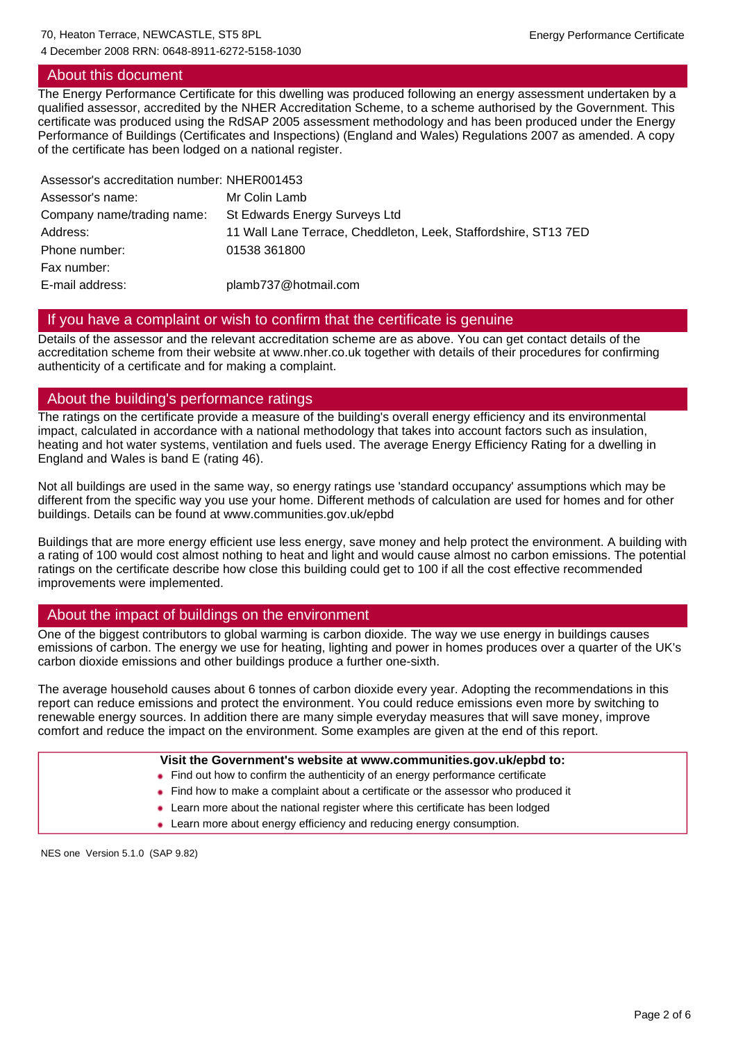## About this document

The Energy Performance Certificate for this dwelling was produced following an energy assessment undertaken by a qualified assessor, accredited by the NHER Accreditation Scheme, to a scheme authorised by the Government. This certificate was produced using the RdSAP 2005 assessment methodology and has been produced under the Energy Performance of Buildings (Certificates and Inspections) (England and Wales) Regulations 2007 as amended. A copy of the certificate has been lodged on a national register.

| | |
|---|---|
| Assessor's accreditation number: | NHER001453 |
| Assessor's name: | Mr Colin Lamb |
| Company name/trading name: | St Edwards Energy Surveys Ltd |
| Address: | 11 Wall Lane Terrace, Cheddleton, Leek, Staffordshire, ST13 7ED |
| Phone number: | 01538 361800 |
| Fax number: | |
| E-mail address: | plamb737@hotmail.com |

## If you have a complaint or wish to confirm that the certificate is genuine

Details of the assessor and the relevant accreditation scheme are as above. You can get contact details of the accreditation scheme from their website at www.nher.co.uk together with details of their procedures for confirming authenticity of a certificate and for making a complaint.

## About the building's performance ratings

The ratings on the certificate provide a measure of the building's overall energy efficiency and its environmental impact, calculated in accordance with a national methodology that takes into account factors such as insulation, heating and hot water systems, ventilation and fuels used. The average Energy Efficiency Rating for a dwelling in England and Wales is band E (rating 46).

Not all buildings are used in the same way, so energy ratings use 'standard occupancy' assumptions which may be different from the specific way you use your home. Different methods of calculation are used for homes and for other buildings. Details can be found at www.communities.gov.uk/epbd

Buildings that are more energy efficient use less energy, save money and help protect the environment. A building with a rating of 100 would cost almost nothing to heat and light and would cause almost no carbon emissions. The potential ratings on the certificate describe how close this building could get to 100 if all the cost effective recommended improvements were implemented.

## About the impact of buildings on the environment

One of the biggest contributors to global warming is carbon dioxide. The way we use energy in buildings causes emissions of carbon. The energy we use for heating, lighting and power in homes produces over a quarter of the UK's carbon dioxide emissions and other buildings produce a further one-sixth.

The average household causes about 6 tonnes of carbon dioxide every year. Adopting the recommendations in this report can reduce emissions and protect the environment. You could reduce emissions even more by switching to renewable energy sources. In addition there are many simple everyday measures that will save money, improve comfort and reduce the impact on the environment. Some examples are given at the end of this report.

**Visit the Government's website at www.communities.gov.uk/epbd to:**

- Find out how to confirm the authenticity of an energy performance certificate
- Find how to make a complaint about a certificate or the assessor who produced it
- Learn more about the national register where this certificate has been lodged
- Learn more about energy efficiency and reducing energy consumption.

NES one Version 5.1.0 (SAP 9.82)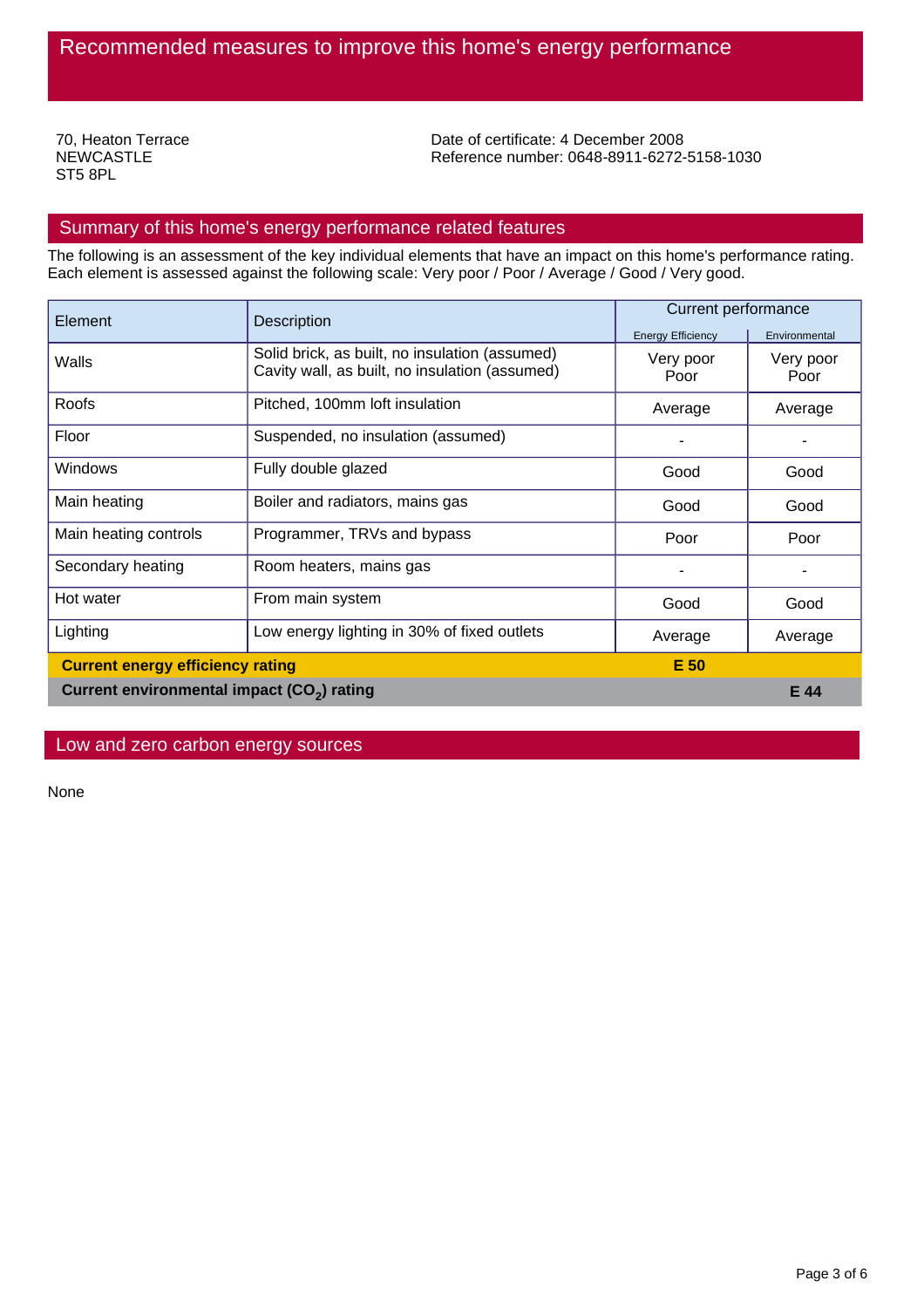# Recommended measures to improve this home's energy performance

70, Heaton Terrace
NEWCASTLE
ST5 8PL

Date of certificate: 4 December 2008
Reference number: 0648-8911-6272-5158-1030

## Summary of this home's energy performance related features

The following is an assessment of the key individual elements that have an impact on this home's performance rating. Each element is assessed against the following scale: Very poor / Poor / Average / Good / Very good.

| Element | Description | Current performance | |
|---|---|---|---|
| | | Energy Efficiency | Environmental |
| Walls | Solid brick, as built, no insulation (assumed)<br>Cavity wall, as built, no insulation (assumed) | Very poor<br>Poor | Very poor<br>Poor |
| Roofs | Pitched, 100mm loft insulation | Average | Average |
| Floor | Suspended, no insulation (assumed) | - | - |
| Windows | Fully double glazed | Good | Good |
| Main heating | Boiler and radiators, mains gas | Good | Good |
| Main heating controls | Programmer, TRVs and bypass | Poor | Poor |
| Secondary heating | Room heaters, mains gas | - | - |
| Hot water | From main system | Good | Good |
| Lighting | Low energy lighting in 30% of fixed outlets | Average | Average |
| **Current energy efficiency rating** | | **E 50** | |
| **Current environmental impact ($CO_2$) rating** | | | **E 44** |

## Low and zero carbon energy sources

None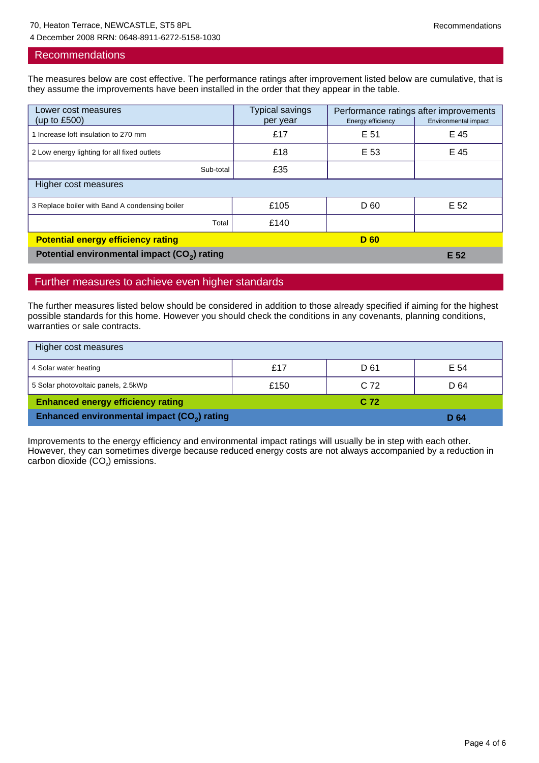## Recommendations

The measures below are cost effective. The performance ratings after improvement listed below are cumulative, that is they assume the improvements have been installed in the order that they appear in the table.

| Lower cost measures (up to £500) | Typical savings per year | Performance ratings after improvements | |
|---|---|---|---|
| | | Energy efficiency | Environmental impact |
| 1 Increase loft insulation to 270 mm | £17 | E 51 | E 45 |
| 2 Low energy lighting for all fixed outlets | £18 | E 53 | E 45 |
| Sub-total | £35 | | |
| **Higher cost measures** | | | |
| 3 Replace boiler with Band A condensing boiler | £105 | D 60 | E 52 |
| Total | £140 | | |
| **Potential energy efficiency rating** | | **D 60** | |
| **Potential environmental impact ($CO_2$) rating** | | | **E 52** |

## Further measures to achieve even higher standards

The further measures listed below should be considered in addition to those already specified if aiming for the highest possible standards for this home. However you should check the conditions in any covenants, planning conditions, warranties or sale contracts.

| Higher cost measures | | | |
|---|---|---|---|
| 4 Solar water heating | £17 | D 61 | E 54 |
| 5 Solar photovoltaic panels, 2.5kWp | £150 | C 72 | D 64 |
| **Enhanced energy efficiency rating** | | **C 72** | |
| **Enhanced environmental impact ($CO_2$) rating** | | | **D 64** |

Improvements to the energy efficiency and environmental impact ratings will usually be in step with each other. However, they can sometimes diverge because reduced energy costs are not always accompanied by a reduction in carbon dioxide ($CO_2$) emissions.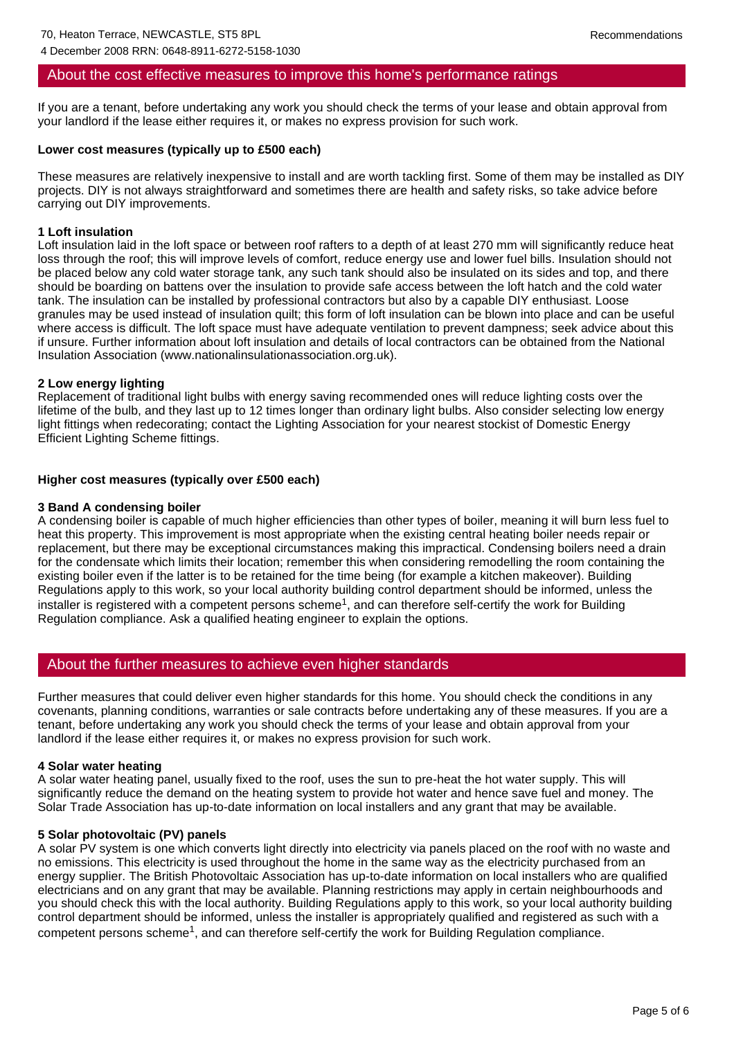## About the cost effective measures to improve this home's performance ratings

If you are a tenant, before undertaking any work you should check the terms of your lease and obtain approval from your landlord if the lease either requires it, or makes no express provision for such work.

**Lower cost measures (typically up to £500 each)**

These measures are relatively inexpensive to install and are worth tackling first. Some of them may be installed as DIY projects. DIY is not always straightforward and sometimes there are health and safety risks, so take advice before carrying out DIY improvements.

**1 Loft insulation**

Loft insulation laid in the loft space or between roof rafters to a depth of at least 270 mm will significantly reduce heat loss through the roof; this will improve levels of comfort, reduce energy use and lower fuel bills. Insulation should not be placed below any cold water storage tank, any such tank should also be insulated on its sides and top, and there should be boarding on battens over the insulation to provide safe access between the loft hatch and the cold water tank. The insulation can be installed by professional contractors but also by a capable DIY enthusiast. Loose granules may be used instead of insulation quilt; this form of loft insulation can be blown into place and can be useful where access is difficult. The loft space must have adequate ventilation to prevent dampness; seek advice about this if unsure. Further information about loft insulation and details of local contractors can be obtained from the National Insulation Association (www.nationalinsulationassociation.org.uk).

**2 Low energy lighting**

Replacement of traditional light bulbs with energy saving recommended ones will reduce lighting costs over the lifetime of the bulb, and they last up to 12 times longer than ordinary light bulbs. Also consider selecting low energy light fittings when redecorating; contact the Lighting Association for your nearest stockist of Domestic Energy Efficient Lighting Scheme fittings.

**Higher cost measures (typically over £500 each)**

**3 Band A condensing boiler**

A condensing boiler is capable of much higher efficiencies than other types of boiler, meaning it will burn less fuel to heat this property. This improvement is most appropriate when the existing central heating boiler needs repair or replacement, but there may be exceptional circumstances making this impractical. Condensing boilers need a drain for the condensate which limits their location; remember this when considering remodelling the room containing the existing boiler even if the latter is to be retained for the time being (for example a kitchen makeover). Building Regulations apply to this work, so your local authority building control department should be informed, unless the installer is registered with a competent persons scheme[1], and can therefore self-certify the work for Building Regulation compliance. Ask a qualified heating engineer to explain the options.

## About the further measures to achieve even higher standards

Further measures that could deliver even higher standards for this home. You should check the conditions in any covenants, planning conditions, warranties or sale contracts before undertaking any of these measures. If you are a tenant, before undertaking any work you should check the terms of your lease and obtain approval from your landlord if the lease either requires it, or makes no express provision for such work.

**4 Solar water heating**

A solar water heating panel, usually fixed to the roof, uses the sun to pre-heat the hot water supply. This will significantly reduce the demand on the heating system to provide hot water and hence save fuel and money. The Solar Trade Association has up-to-date information on local installers and any grant that may be available.

**5 Solar photovoltaic (PV) panels**

A solar PV system is one which converts light directly into electricity via panels placed on the roof with no waste and no emissions. This electricity is used throughout the home in the same way as the electricity purchased from an energy supplier. The British Photovoltaic Association has up-to-date information on local installers who are qualified electricians and on any grant that may be available. Planning restrictions may apply in certain neighbourhoods and you should check this with the local authority. Building Regulations apply to this work, so your local authority building control department should be informed, unless the installer is appropriately qualified and registered as such with a competent persons scheme[1], and can therefore self-certify the work for Building Regulation compliance.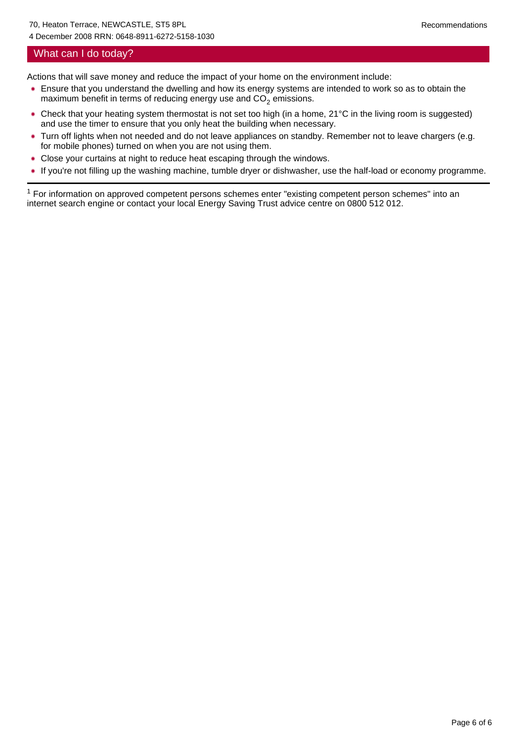## What can I do today?

Actions that will save money and reduce the impact of your home on the environment include:

- Ensure that you understand the dwelling and how its energy systems are intended to work so as to obtain the maximum benefit in terms of reducing energy use and $CO_2$ emissions.
- Check that your heating system thermostat is not set too high (in a home, 21°C in the living room is suggested) and use the timer to ensure that you only heat the building when necessary.
- Turn off lights when not needed and do not leave appliances on standby. Remember not to leave chargers (e.g. for mobile phones) turned on when you are not using them.
- Close your curtains at night to reduce heat escaping through the windows.
- If you're not filling up the washing machine, tumble dryer or dishwasher, use the half-load or economy programme.

---

[1] For information on approved competent persons schemes enter "existing competent person schemes" into an internet search engine or contact your local Energy Saving Trust advice centre on 0800 512 012.